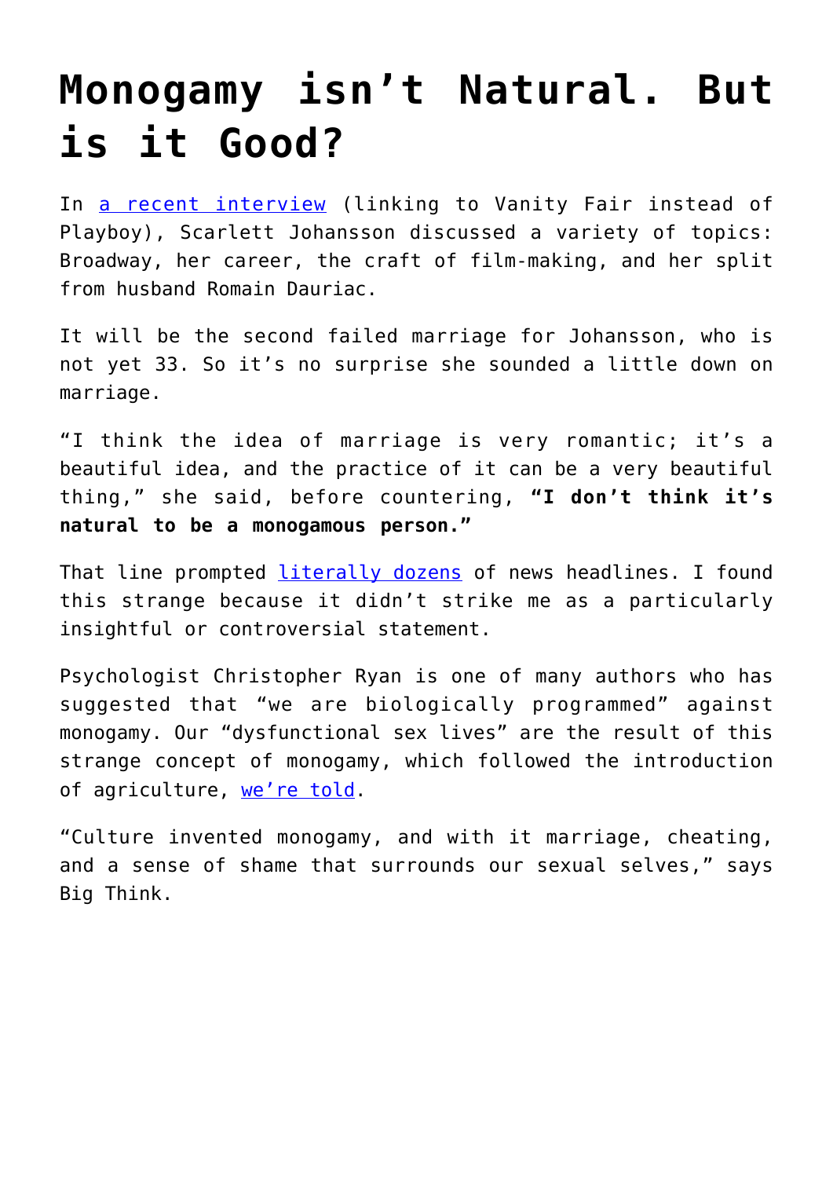# Monogamy isn't Natural. But is it Good?

In a recent interview (linking to Vanity Fair instead of Playboy), Scarlett Johansson discussed a variety of topics: Broadway, her career, the craft of film-making, and her split from husband Romain Dauriac.

It will be the second failed marriage for Johansson, who is not yet 33. So it's no surprise she sounded a little down on marriage.

"I think the idea of marriage is very romantic; it's a beautiful idea, and the practice of it can be a very beautiful thing," she said, before countering, **"I don't think it's natural to be a monogamous person."**

That line prompted literally dozens of news headlines. I found this strange because it didn't strike me as a particularly insightful or controversial statement.

Psychologist Christopher Ryan is one of many authors who has suggested that "we are biologically programmed" against monogamy. Our "dysfunctional sex lives" are the result of this strange concept of monogamy, which followed the introduction of agriculture, we're told.

"Culture invented monogamy, and with it marriage, cheating, and a sense of shame that surrounds our sexual selves," says Big Think.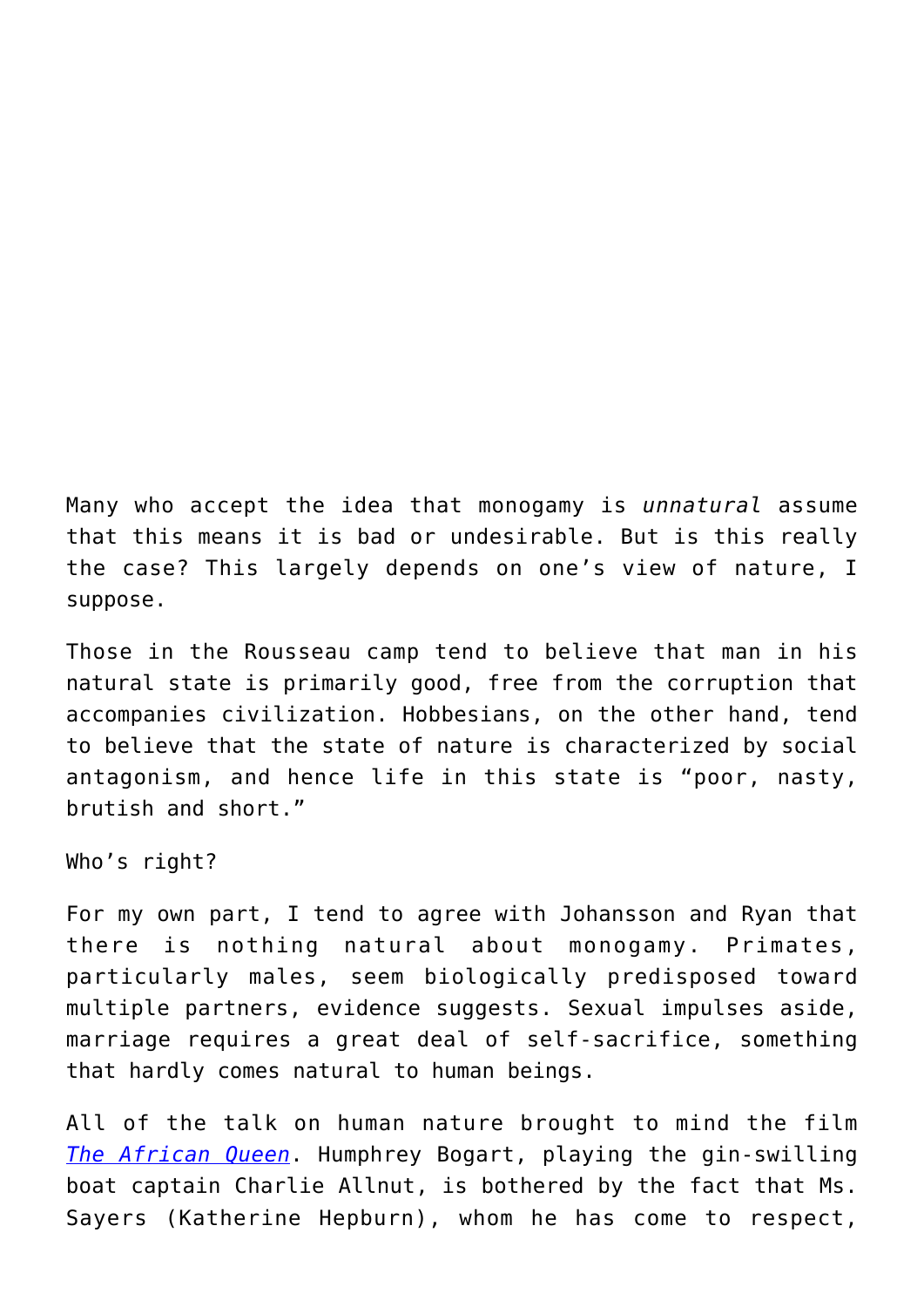Many who accept the idea that monogamy is *unnatural* assume that this means it is bad or undesirable. But is this really the case? This largely depends on one's view of nature, I suppose.

Those in the Rousseau camp tend to believe that man in his natural state is primarily good, free from the corruption that accompanies civilization. Hobbesians, on the other hand, tend to believe that the state of nature is characterized by social antagonism, and hence life in this state is "poor, nasty, brutish and short."

Who's right?

For my own part, I tend to agree with Johansson and Ryan that there is nothing natural about monogamy. Primates, particularly males, seem biologically predisposed toward multiple partners, evidence suggests. Sexual impulses aside, marriage requires a great deal of self-sacrifice, something that hardly comes natural to human beings.

All of the talk on human nature brought to mind the film *The African Queen*. Humphrey Bogart, playing the gin-swilling boat captain Charlie Allnut, is bothered by the fact that Ms. Sayers (Katherine Hepburn), whom he has come to respect,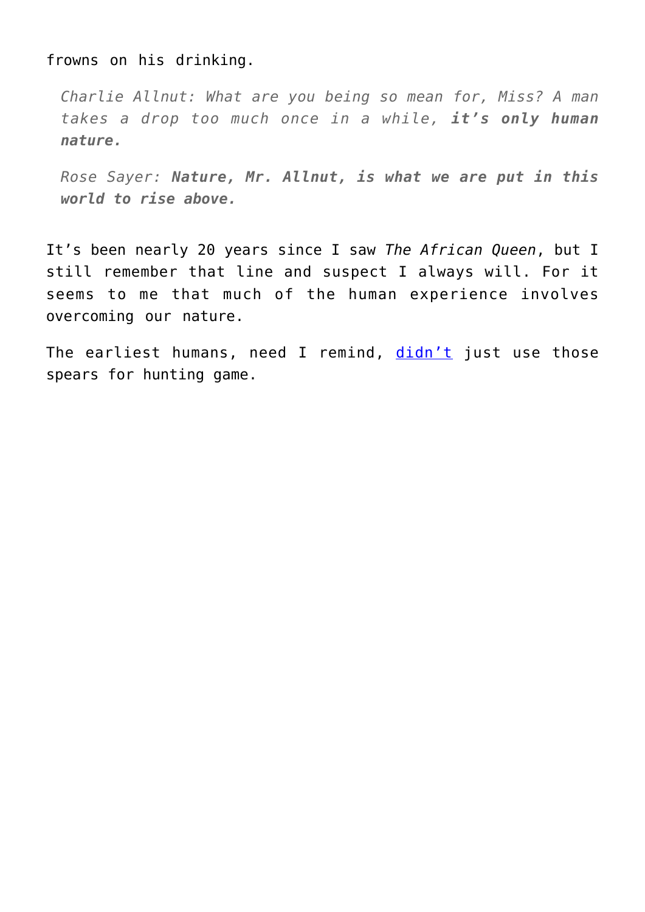frowns on his drinking.

> *Charlie Allnut: What are you being so mean for, Miss? A man takes a drop too much once in a while, **it's only human nature.***
>
> *Rose Sayer: **Nature, Mr. Allnut, is what we are put in this world to rise above.***

It's been nearly 20 years since I saw *The African Queen*, but I still remember that line and suspect I always will. For it seems to me that much of the human experience involves overcoming our nature.

The earliest humans, need I remind, didn't just use those spears for hunting game.